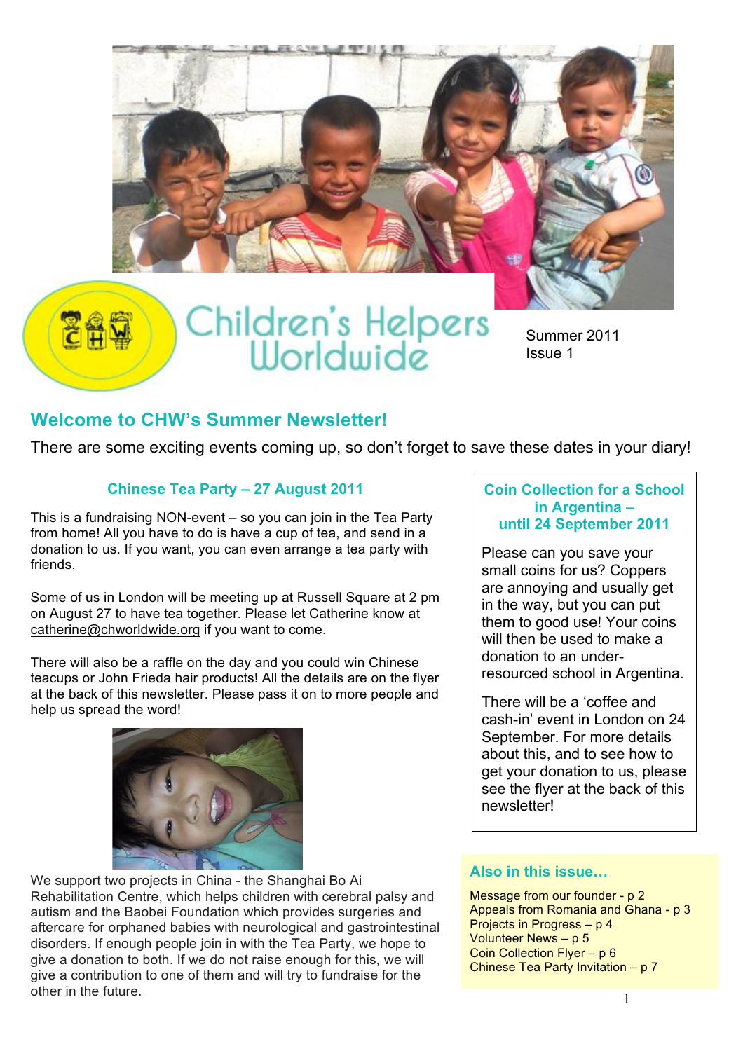# Children's Helpers Worldwide

Summer 2011
Issue 1

## Welcome to CHW's Summer Newsletter!

There are some exciting events coming up, so don't forget to save these dates in your diary!

### Chinese Tea Party – 27 August 2011

This is a fundraising NON-event – so you can join in the Tea Party from home! All you have to do is have a cup of tea, and send in a donation to us. If you want, you can even arrange a tea party with friends.

Some of us in London will be meeting up at Russell Square at 2 pm on August 27 to have tea together. Please let Catherine know at catherine@chworldwide.org if you want to come.

There will also be a raffle on the day and you could win Chinese teacups or John Frieda hair products! All the details are on the flyer at the back of this newsletter. Please pass it on to more people and help us spread the word!

We support two projects in China - the Shanghai Bo Ai Rehabilitation Centre, which helps children with cerebral palsy and autism and the Baobei Foundation which provides surgeries and aftercare for orphaned babies with neurological and gastrointestinal disorders. If enough people join in with the Tea Party, we hope to give a donation to both. If we do not raise enough for this, we will give a contribution to one of them and will try to fundraise for the other in the future.

### Coin Collection for a School in Argentina – until 24 September 2011

Please can you save your small coins for us? Coppers are annoying and usually get in the way, but you can put them to good use! Your coins will then be used to make a donation to an under-resourced school in Argentina.

There will be a 'coffee and cash-in' event in London on 24 September. For more details about this, and to see how to get your donation to us, please see the flyer at the back of this newsletter!

### Also in this issue…

- Message from our founder - p 2
- Appeals from Romania and Ghana - p 3
- Projects in Progress – p 4
- Volunteer News – p 5
- Coin Collection Flyer – p 6
- Chinese Tea Party Invitation – p 7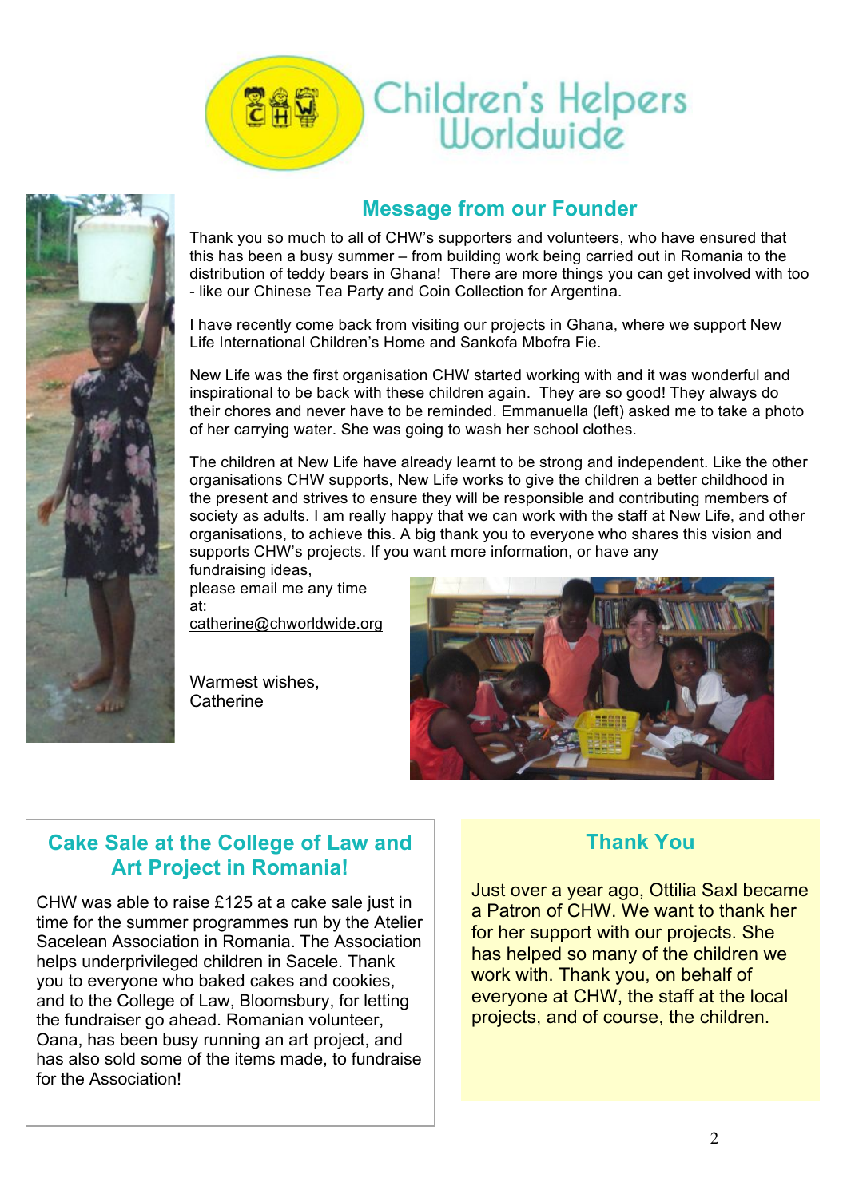# Children's Helpers Worldwide

## Message from our Founder

Thank you so much to all of CHW's supporters and volunteers, who have ensured that this has been a busy summer – from building work being carried out in Romania to the distribution of teddy bears in Ghana! There are more things you can get involved with too - like our Chinese Tea Party and Coin Collection for Argentina.

I have recently come back from visiting our projects in Ghana, where we support New Life International Children's Home and Sankofa Mbofra Fie.

New Life was the first organisation CHW started working with and it was wonderful and inspirational to be back with these children again. They are so good! They always do their chores and never have to be reminded. Emmanuella (left) asked me to take a photo of her carrying water. She was going to wash her school clothes.

The children at New Life have already learnt to be strong and independent. Like the other organisations CHW supports, New Life works to give the children a better childhood in the present and strives to ensure they will be responsible and contributing members of society as adults. I am really happy that we can work with the staff at New Life, and other organisations, to achieve this. A big thank you to everyone who shares this vision and supports CHW's projects. If you want more information, or have any fundraising ideas, please email me any time at: catherine@chworldwide.org

Warmest wishes,
Catherine

## Cake Sale at the College of Law and Art Project in Romania!

CHW was able to raise £125 at a cake sale just in time for the summer programmes run by the Atelier Sacelean Association in Romania. The Association helps underprivileged children in Sacele. Thank you to everyone who baked cakes and cookies, and to the College of Law, Bloomsbury, for letting the fundraiser go ahead. Romanian volunteer, Oana, has been busy running an art project, and has also sold some of the items made, to fundraise for the Association!

## Thank You

Just over a year ago, Ottilia Saxl became a Patron of CHW. We want to thank her for her support with our projects. She has helped so many of the children we work with. Thank you, on behalf of everyone at CHW, the staff at the local projects, and of course, the children.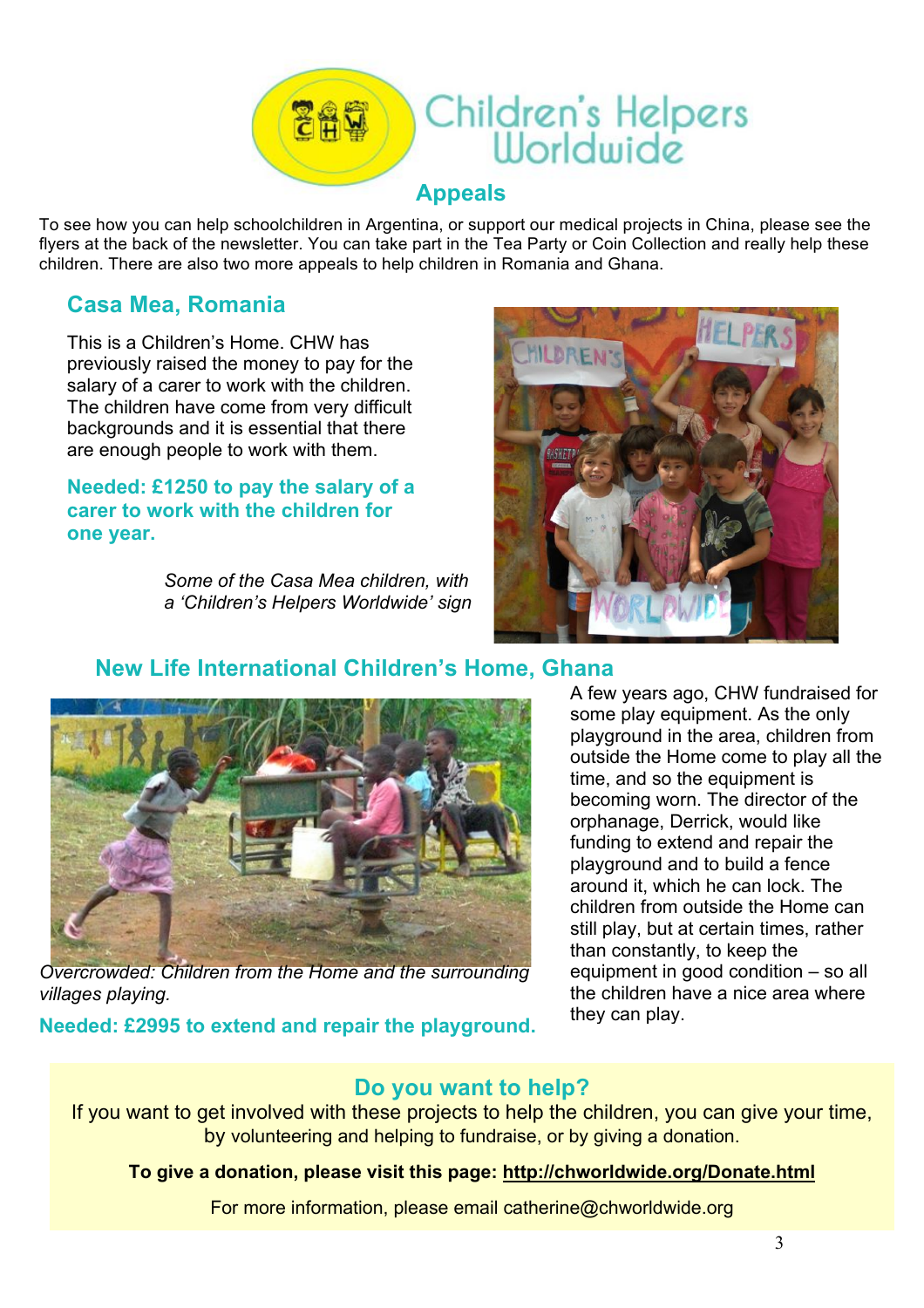Children's Helpers Worldwide

# Appeals

To see how you can help schoolchildren in Argentina, or support our medical projects in China, please see the flyers at the back of the newsletter. You can take part in the Tea Party or Coin Collection and really help these children. There are also two more appeals to help children in Romania and Ghana.

## Casa Mea, Romania

This is a Children's Home. CHW has previously raised the money to pay for the salary of a carer to work with the children. The children have come from very difficult backgrounds and it is essential that there are enough people to work with them.

**Needed: £1250 to pay the salary of a carer to work with the children for one year.**

*Some of the Casa Mea children, with a 'Children's Helpers Worldwide' sign*

## New Life International Children's Home, Ghana

*Overcrowded: Children from the Home and the surrounding villages playing.*

**Needed: £2995 to extend and repair the playground.**

A few years ago, CHW fundraised for some play equipment. As the only playground in the area, children from outside the Home come to play all the time, and so the equipment is becoming worn. The director of the orphanage, Derrick, would like funding to extend and repair the playground and to build a fence around it, which he can lock. The children from outside the Home can still play, but at certain times, rather than constantly, to keep the equipment in good condition – so all the children have a nice area where they can play.

## Do you want to help?

If you want to get involved with these projects to help the children, you can give your time, by volunteering and helping to fundraise, or by giving a donation.

**To give a donation, please visit this page: http://chworldwide.org/Donate.html**

For more information, please email catherine@chworldwide.org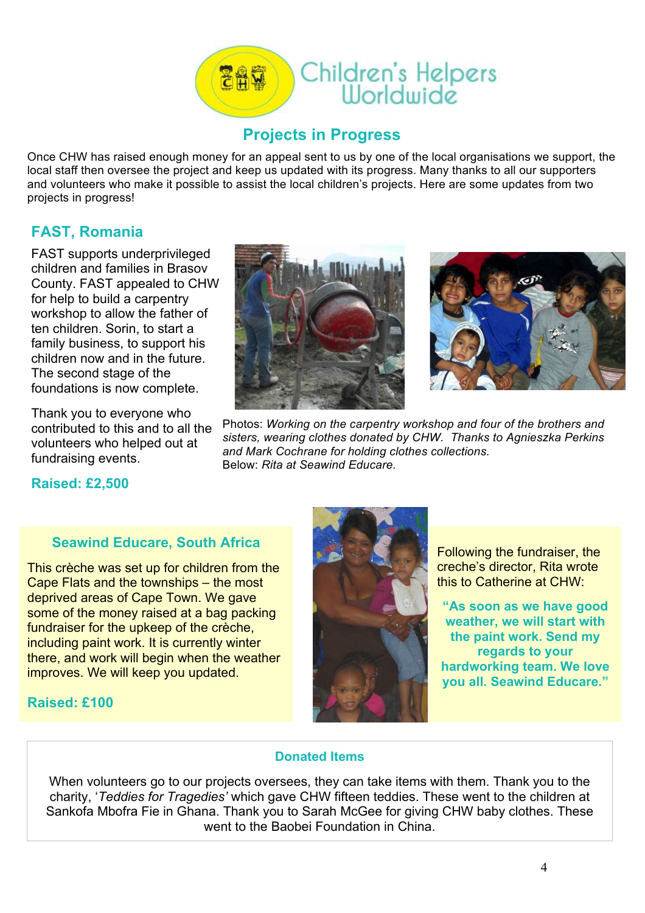Children's Helpers Worldwide

## Projects in Progress

Once CHW has raised enough money for an appeal sent to us by one of the local organisations we support, the local staff then oversee the project and keep us updated with its progress. Many thanks to all our supporters and volunteers who make it possible to assist the local children's projects. Here are some updates from two projects in progress!

### FAST, Romania

FAST supports underprivileged children and families in Brasov County. FAST appealed to CHW for help to build a carpentry workshop to allow the father of ten children. Sorin, to start a family business, to support his children now and in the future. The second stage of the foundations is now complete.

Thank you to everyone who contributed to this and to all the volunteers who helped out at fundraising events.

**Raised: £2,500**

Photos: *Working on the carpentry workshop and four of the brothers and sisters, wearing clothes donated by CHW. Thanks to Agnieszka Perkins and Mark Cochrane for holding clothes collections.*
Below: *Rita at Seawind Educare.*

### Seawind Educare, South Africa

This crèche was set up for children from the Cape Flats and the townships – the most deprived areas of Cape Town. We gave some of the money raised at a bag packing fundraiser for the upkeep of the crèche, including paint work. It is currently winter there, and work will begin when the weather improves. We will keep you updated.

**Raised: £100**

Following the fundraiser, the creche's director, Rita wrote this to Catherine at CHW:

**"As soon as we have good weather, we will start with the paint work. Send my regards to your hardworking team. We love you all. Seawind Educare."**

### Donated Items

When volunteers go to our projects oversees, they can take items with them. Thank you to the charity, '*Teddies for Tragedies'* which gave CHW fifteen teddies. These went to the children at Sankofa Mbofra Fie in Ghana. Thank you to Sarah McGee for giving CHW baby clothes. These went to the Baobei Foundation in China.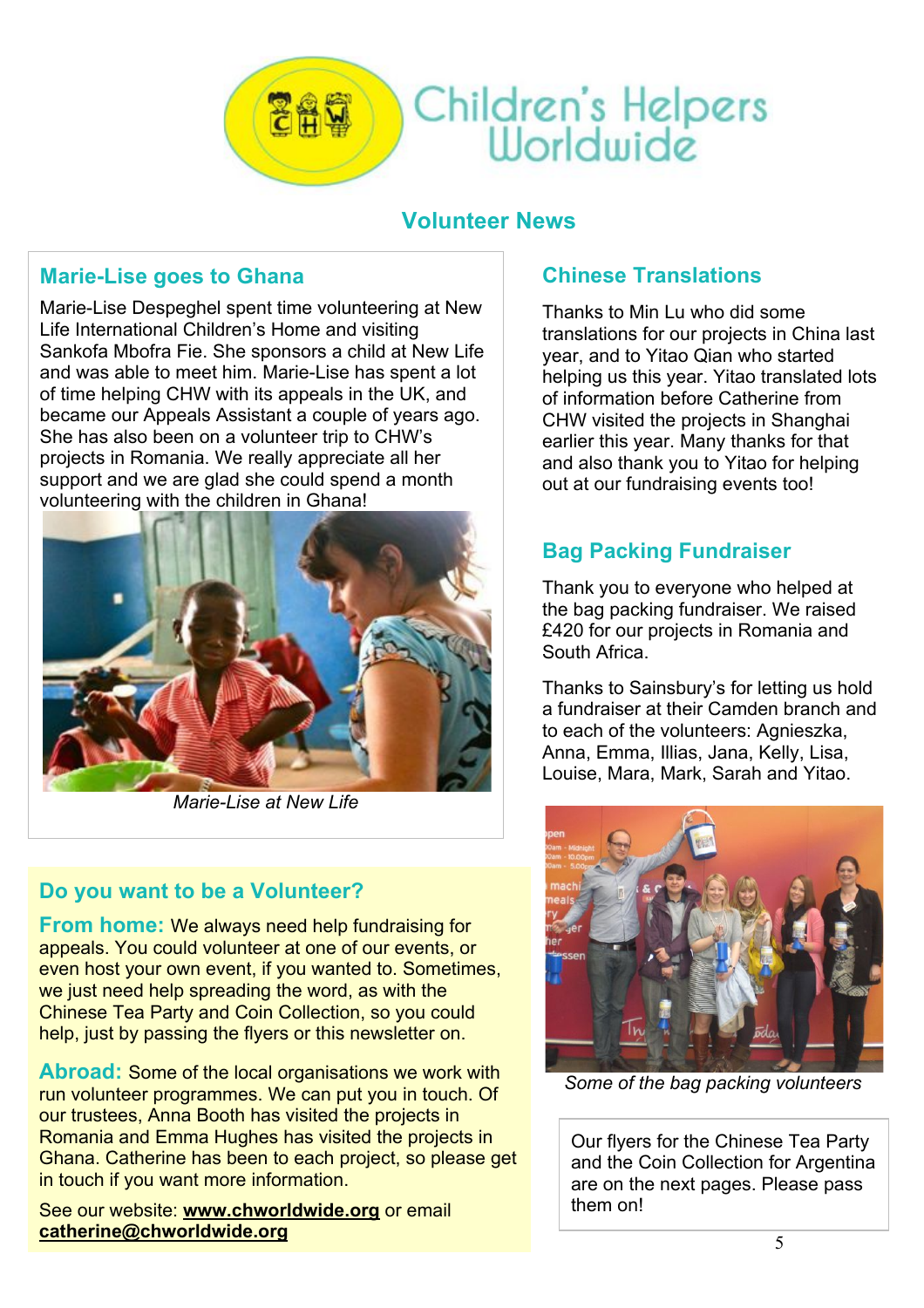# Children's Helpers Worldwide

## Volunteer News

### Marie-Lise goes to Ghana

Marie-Lise Despeghel spent time volunteering at New Life International Children's Home and visiting Sankofa Mbofra Fie. She sponsors a child at New Life and was able to meet him. Marie-Lise has spent a lot of time helping CHW with its appeals in the UK, and became our Appeals Assistant a couple of years ago. She has also been on a volunteer trip to CHW's projects in Romania. We really appreciate all her support and we are glad she could spend a month volunteering with the children in Ghana!

*Marie-Lise at New Life*

### Do you want to be a Volunteer?

**From home:** We always need help fundraising for appeals. You could volunteer at one of our events, or even host your own event, if you wanted to. Sometimes, we just need help spreading the word, as with the Chinese Tea Party and Coin Collection, so you could help, just by passing the flyers or this newsletter on.

**Abroad:** Some of the local organisations we work with run volunteer programmes. We can put you in touch. Of our trustees, Anna Booth has visited the projects in Romania and Emma Hughes has visited the projects in Ghana. Catherine has been to each project, so please get in touch if you want more information.

See our website: **www.chworldwide.org** or email **catherine@chworldwide.org**

### Chinese Translations

Thanks to Min Lu who did some translations for our projects in China last year, and to Yitao Qian who started helping us this year. Yitao translated lots of information before Catherine from CHW visited the projects in Shanghai earlier this year. Many thanks for that and also thank you to Yitao for helping out at our fundraising events too!

### Bag Packing Fundraiser

Thank you to everyone who helped at the bag packing fundraiser. We raised £420 for our projects in Romania and South Africa.

Thanks to Sainsbury's for letting us hold a fundraiser at their Camden branch and to each of the volunteers: Agnieszka, Anna, Emma, Illias, Jana, Kelly, Lisa, Louise, Mara, Mark, Sarah and Yitao.

*Some of the bag packing volunteers*

Our flyers for the Chinese Tea Party and the Coin Collection for Argentina are on the next pages. Please pass them on!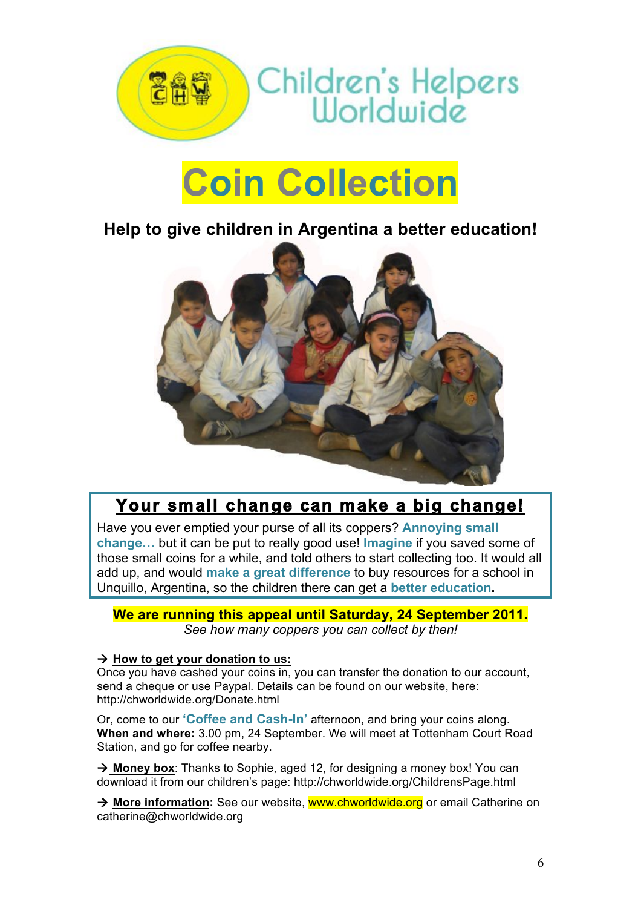Children's Helpers Worldwide

# Coin Collection

## Help to give children in Argentina a better education!

### Your small change can make a big change!

Have you ever emptied your purse of all its coppers? **Annoying small change…** but it can be put to really good use! **Imagine** if you saved some of those small coins for a while, and told others to start collecting too. It would all add up, and would **make a great difference** to buy resources for a school in Unquillo, Argentina, so the children there can get a **better education.**

**We are running this appeal until Saturday, 24 September 2011.**
*See how many coppers you can collect by then!*

→ **How to get your donation to us:**
Once you have cashed your coins in, you can transfer the donation to our account, send a cheque or use Paypal. Details can be found on our website, here: http://chworldwide.org/Donate.html

Or, come to our **'Coffee and Cash-In'** afternoon, and bring your coins along.
**When and where:** 3.00 pm, 24 September. We will meet at Tottenham Court Road Station, and go for coffee nearby.

→ **Money box**: Thanks to Sophie, aged 12, for designing a money box! You can download it from our children's page: http://chworldwide.org/ChildrensPage.html

→ **More information:** See our website, www.chworldwide.org or email Catherine on catherine@chworldwide.org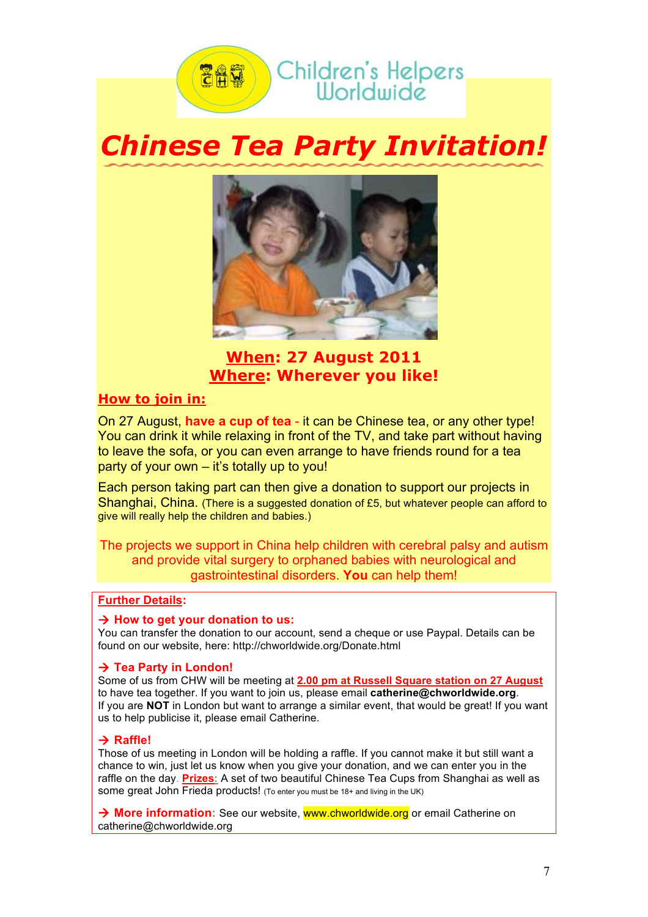Children's Helpers Worldwide

# Chinese Tea Party Invitation!

## **When: 27 August 2011**
## **Where: Wherever you like!**

### How to join in:

On 27 August, **have a cup of tea** - it can be Chinese tea, or any other type! You can drink it while relaxing in front of the TV, and take part without having to leave the sofa, or you can even arrange to have friends round for a tea party of your own – it's totally up to you!

Each person taking part can then give a donation to support our projects in Shanghai, China. (There is a suggested donation of £5, but whatever people can afford to give will really help the children and babies.)

The projects we support in China help children with cerebral palsy and autism and provide vital surgery to orphaned babies with neurological and gastrointestinal disorders. **You** can help them!

### Further Details:

**→ How to get your donation to us:**
You can transfer the donation to our account, send a cheque or use Paypal. Details can be found on our website, here: http://chworldwide.org/Donate.html

**→ Tea Party in London!**
Some of us from CHW will be meeting at **2.00 pm at Russell Square station on 27 August** to have tea together. If you want to join us, please email **catherine@chworldwide.org**. If you are **NOT** in London but want to arrange a similar event, that would be great! If you want us to help publicise it, please email Catherine.

**→ Raffle!**
Those of us meeting in London will be holding a raffle. If you cannot make it but still want a chance to win, just let us know when you give your donation, and we can enter you in the raffle on the day. **Prizes:** A set of two beautiful Chinese Tea Cups from Shanghai as well as some great John Frieda products! (To enter you must be 18+ and living in the UK)

**→ More information:** See our website, www.chworldwide.org or email Catherine on catherine@chworldwide.org